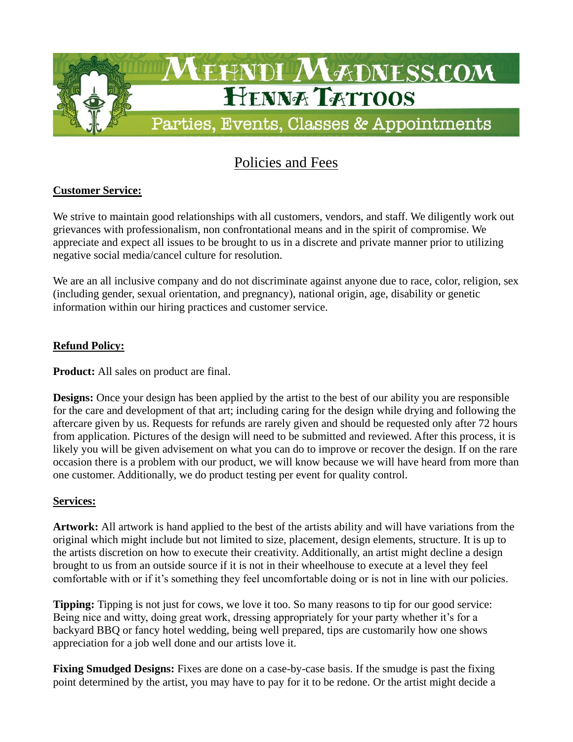# Mehndi Madness.com

## Henna Tattoos

Parties, Events, Classes & Appointments

## Policies and Fees

**Customer Service:**

We strive to maintain good relationships with all customers, vendors, and staff. We diligently work out grievances with professionalism, non confrontational means and in the spirit of compromise. We appreciate and expect all issues to be brought to us in a discrete and private manner prior to utilizing negative social media/cancel culture for resolution.

We are an all inclusive company and do not discriminate against anyone due to race, color, religion, sex (including gender, sexual orientation, and pregnancy), national origin, age, disability or genetic information within our hiring practices and customer service.

**Refund Policy:**

**Product:** All sales on product are final.

**Designs:** Once your design has been applied by the artist to the best of our ability you are responsible for the care and development of that art; including caring for the design while drying and following the aftercare given by us. Requests for refunds are rarely given and should be requested only after 72 hours from application. Pictures of the design will need to be submitted and reviewed. After this process, it is likely you will be given advisement on what you can do to improve or recover the design. If on the rare occasion there is a problem with our product, we will know because we will have heard from more than one customer. Additionally, we do product testing per event for quality control.

**Services:**

**Artwork:** All artwork is hand applied to the best of the artists ability and will have variations from the original which might include but not limited to size, placement, design elements, structure. It is up to the artists discretion on how to execute their creativity. Additionally, an artist might decline a design brought to us from an outside source if it is not in their wheelhouse to execute at a level they feel comfortable with or if it's something they feel uncomfortable doing or is not in line with our policies.

**Tipping:** Tipping is not just for cows, we love it too. So many reasons to tip for our good service: Being nice and witty, doing great work, dressing appropriately for your party whether it's for a backyard BBQ or fancy hotel wedding, being well prepared, tips are customarily how one shows appreciation for a job well done and our artists love it.

**Fixing Smudged Designs:** Fixes are done on a case-by-case basis. If the smudge is past the fixing point determined by the artist, you may have to pay for it to be redone. Or the artist might decide a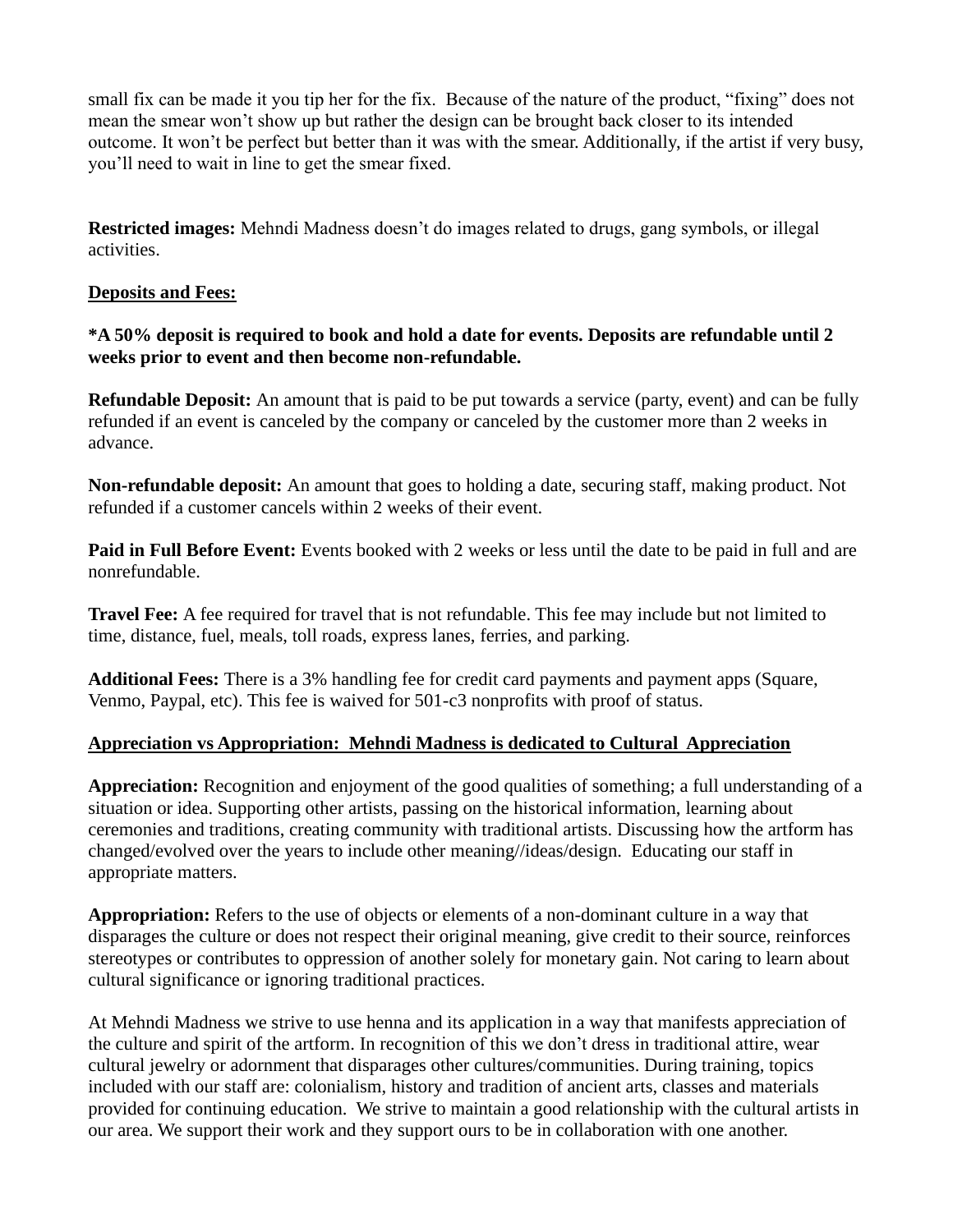small fix can be made it you tip her for the fix. Because of the nature of the product, "fixing" does not mean the smear won't show up but rather the design can be brought back closer to its intended outcome. It won't be perfect but better than it was with the smear. Additionally, if the artist if very busy, you'll need to wait in line to get the smear fixed.

**Restricted images:** Mehndi Madness doesn't do images related to drugs, gang symbols, or illegal activities.

<u>**Deposits and Fees:**</u>

***A 50% deposit is required to book and hold a date for events. Deposits are refundable until 2 weeks prior to event and then become non-refundable.**

**Refundable Deposit:** An amount that is paid to be put towards a service (party, event) and can be fully refunded if an event is canceled by the company or canceled by the customer more than 2 weeks in advance.

**Non-refundable deposit:** An amount that goes to holding a date, securing staff, making product. Not refunded if a customer cancels within 2 weeks of their event.

**Paid in Full Before Event:** Events booked with 2 weeks or less until the date to be paid in full and are nonrefundable.

**Travel Fee:** A fee required for travel that is not refundable. This fee may include but not limited to time, distance, fuel, meals, toll roads, express lanes, ferries, and parking.

**Additional Fees:** There is a 3% handling fee for credit card payments and payment apps (Square, Venmo, Paypal, etc). This fee is waived for 501-c3 nonprofits with proof of status.

<u>**Appreciation vs Appropriation: Mehndi Madness is dedicated to Cultural Appreciation**</u>

**Appreciation:** Recognition and enjoyment of the good qualities of something; a full understanding of a situation or idea. Supporting other artists, passing on the historical information, learning about ceremonies and traditions, creating community with traditional artists. Discussing how the artform has changed/evolved over the years to include other meaning//ideas/design. Educating our staff in appropriate matters.

**Appropriation:** Refers to the use of objects or elements of a non-dominant culture in a way that disparages the culture or does not respect their original meaning, give credit to their source, reinforces stereotypes or contributes to oppression of another solely for monetary gain. Not caring to learn about cultural significance or ignoring traditional practices.

At Mehndi Madness we strive to use henna and its application in a way that manifests appreciation of the culture and spirit of the artform. In recognition of this we don't dress in traditional attire, wear cultural jewelry or adornment that disparages other cultures/communities. During training, topics included with our staff are: colonialism, history and tradition of ancient arts, classes and materials provided for continuing education. We strive to maintain a good relationship with the cultural artists in our area. We support their work and they support ours to be in collaboration with one another.